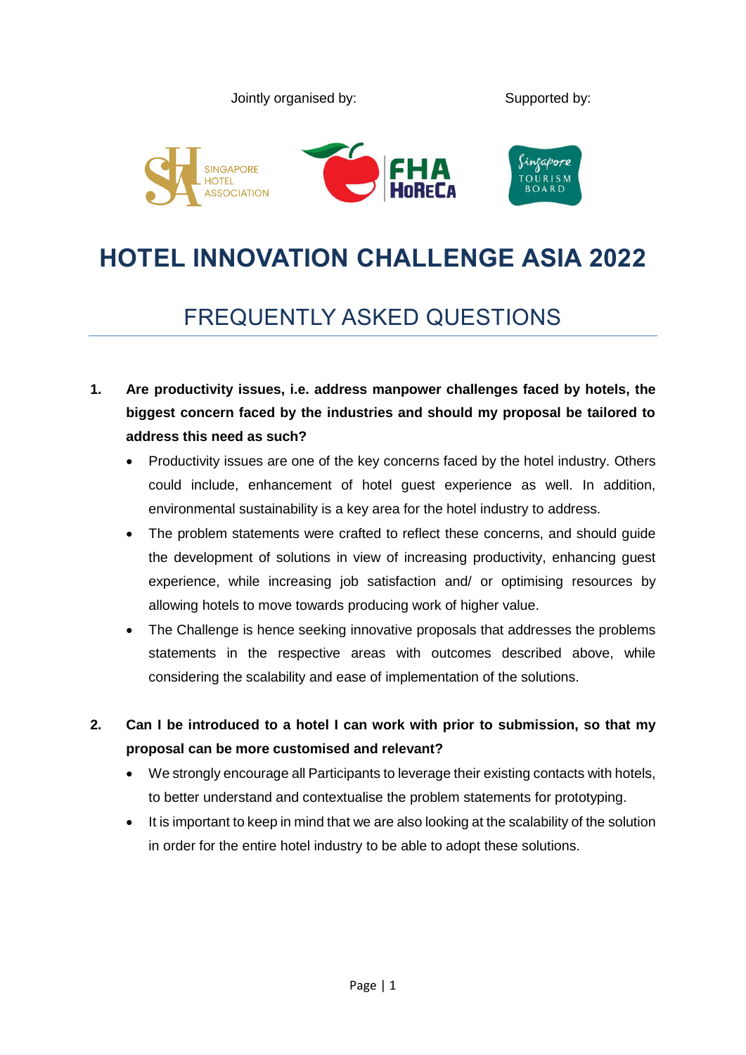Jointly organised by: Supported by:

SINGAPORE HOTEL ASSOCIATION

FHA HoReCa

Singapore TOURISM BOARD

# HOTEL INNOVATION CHALLENGE ASIA 2022

## FREQUENTLY ASKED QUESTIONS

1. **Are productivity issues, i.e. address manpower challenges faced by hotels, the biggest concern faced by the industries and should my proposal be tailored to address this need as such?**
   - Productivity issues are one of the key concerns faced by the hotel industry. Others could include, enhancement of hotel guest experience as well. In addition, environmental sustainability is a key area for the hotel industry to address.
   - The problem statements were crafted to reflect these concerns, and should guide the development of solutions in view of increasing productivity, enhancing guest experience, while increasing job satisfaction and/ or optimising resources by allowing hotels to move towards producing work of higher value.
   - The Challenge is hence seeking innovative proposals that addresses the problems statements in the respective areas with outcomes described above, while considering the scalability and ease of implementation of the solutions.

2. **Can I be introduced to a hotel I can work with prior to submission, so that my proposal can be more customised and relevant?**
   - We strongly encourage all Participants to leverage their existing contacts with hotels, to better understand and contextualise the problem statements for prototyping.
   - It is important to keep in mind that we are also looking at the scalability of the solution in order for the entire hotel industry to be able to adopt these solutions.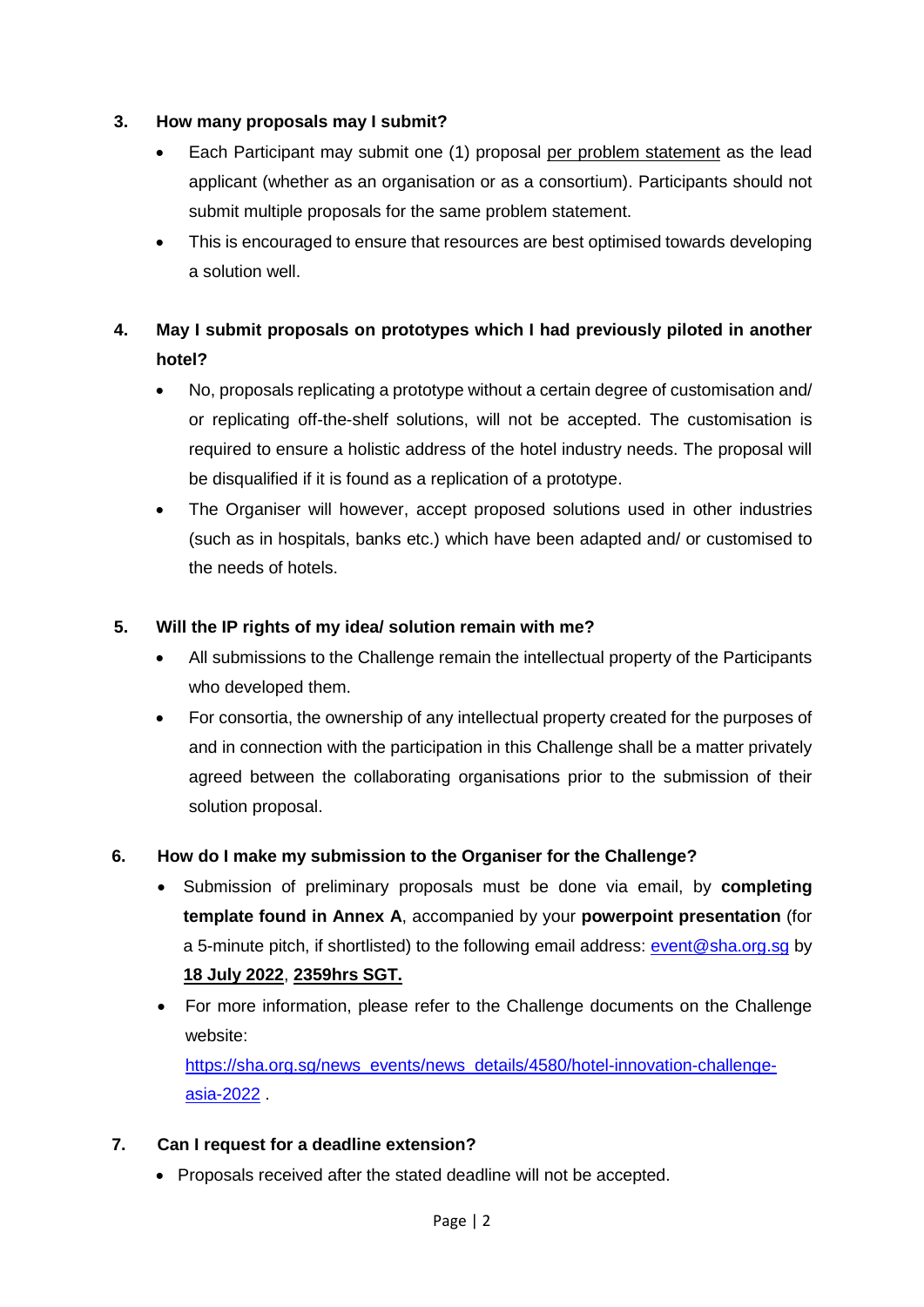3. **How many proposals may I submit?**

   - Each Participant may submit one (1) proposal per problem statement as the lead applicant (whether as an organisation or as a consortium). Participants should not submit multiple proposals for the same problem statement.
   - This is encouraged to ensure that resources are best optimised towards developing a solution well.

4. **May I submit proposals on prototypes which I had previously piloted in another hotel?**

   - No, proposals replicating a prototype without a certain degree of customisation and/ or replicating off-the-shelf solutions, will not be accepted. The customisation is required to ensure a holistic address of the hotel industry needs. The proposal will be disqualified if it is found as a replication of a prototype.
   - The Organiser will however, accept proposed solutions used in other industries (such as in hospitals, banks etc.) which have been adapted and/ or customised to the needs of hotels.

5. **Will the IP rights of my idea/ solution remain with me?**

   - All submissions to the Challenge remain the intellectual property of the Participants who developed them.
   - For consortia, the ownership of any intellectual property created for the purposes of and in connection with the participation in this Challenge shall be a matter privately agreed between the collaborating organisations prior to the submission of their solution proposal.

6. **How do I make my submission to the Organiser for the Challenge?**

   - Submission of preliminary proposals must be done via email, by **completing template found in Annex A**, accompanied by your **powerpoint presentation** (for a 5-minute pitch, if shortlisted) to the following email address: event@sha.org.sg by **18 July 2022**, **2359hrs SGT.**
   - For more information, please refer to the Challenge documents on the Challenge website: https://sha.org.sg/news_events/news_details/4580/hotel-innovation-challenge-asia-2022 .

7. **Can I request for a deadline extension?**

   - Proposals received after the stated deadline will not be accepted.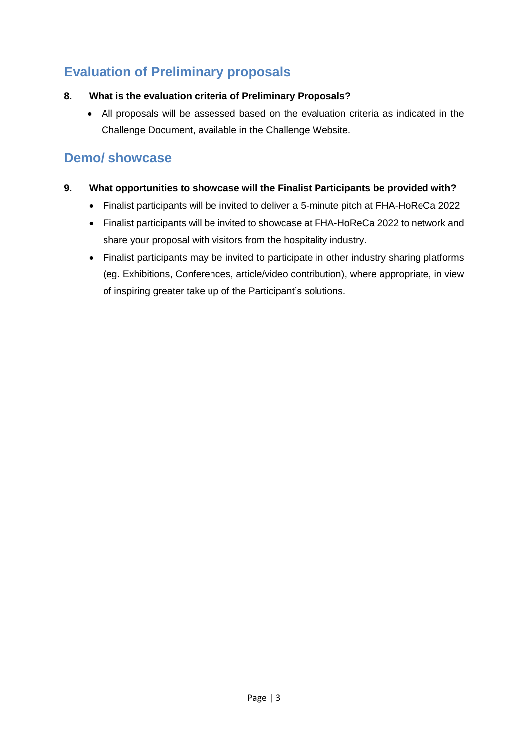## Evaluation of Preliminary proposals

**8. What is the evaluation criteria of Preliminary Proposals?**

- All proposals will be assessed based on the evaluation criteria as indicated in the Challenge Document, available in the Challenge Website.

## Demo/ showcase

**9. What opportunities to showcase will the Finalist Participants be provided with?**

- Finalist participants will be invited to deliver a 5-minute pitch at FHA-HoReCa 2022
- Finalist participants will be invited to showcase at FHA-HoReCa 2022 to network and share your proposal with visitors from the hospitality industry.
- Finalist participants may be invited to participate in other industry sharing platforms (eg. Exhibitions, Conferences, article/video contribution), where appropriate, in view of inspiring greater take up of the Participant's solutions.